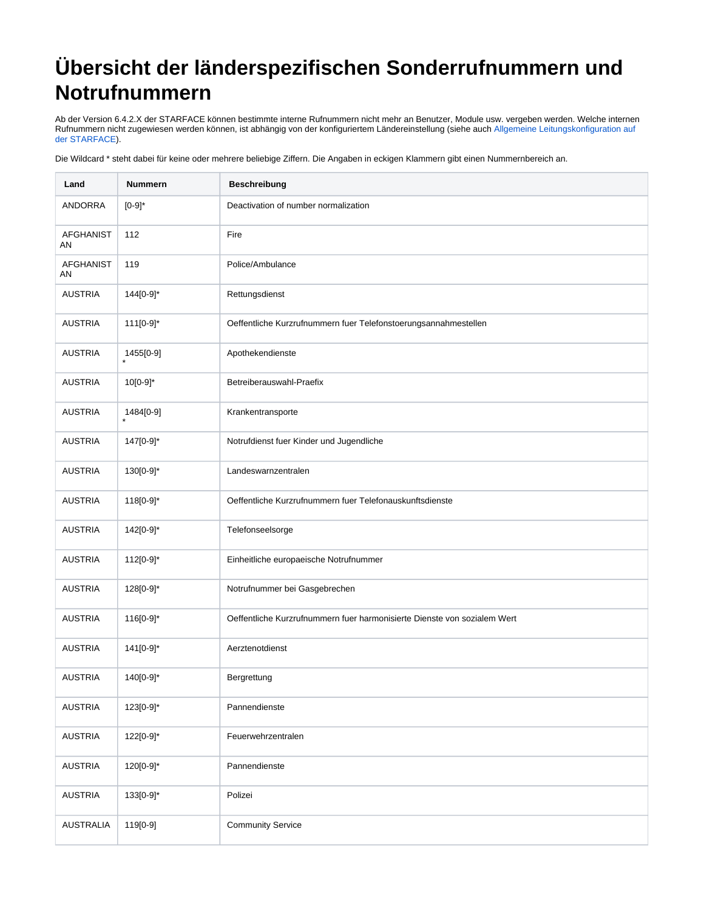# Übersicht der länderspezifischen Sonderrufnummern und Notrufnummern

Ab der Version 6.4.2.X der STARFACE können bestimmte interne Rufnummern nicht mehr an Benutzer, Module usw. vergeben werden. Welche internen Rufnummern nicht zugewiesen werden können, ist abhängig von der konfiguriertem Ländereinstellung (siehe auch Allgemeine Leitungskonfiguration auf der STARFACE).

Die Wildcard * steht dabei für keine oder mehrere beliebige Ziffern. Die Angaben in eckigen Klammern gibt einen Nummernbereich an.

| Land | Nummern | Beschreibung |
|---|---|---|
| ANDORRA | [0-9]* | Deactivation of number normalization |
| AFGHANISTAN | 112 | Fire |
| AFGHANISTAN | 119 | Police/Ambulance |
| AUSTRIA | 144[0-9]* | Rettungsdienst |
| AUSTRIA | 111[0-9]* | Oeffentliche Kurzrufnummern fuer Telefonstoerungsannahmestellen |
| AUSTRIA | 1455[0-9]* | Apothekendienste |
| AUSTRIA | 10[0-9]* | Betreiberauswahl-Praefix |
| AUSTRIA | 1484[0-9]* | Krankentransporte |
| AUSTRIA | 147[0-9]* | Notrufdienst fuer Kinder und Jugendliche |
| AUSTRIA | 130[0-9]* | Landeswarnzentralen |
| AUSTRIA | 118[0-9]* | Oeffentliche Kurzrufnummern fuer Telefonauskunftsdienste |
| AUSTRIA | 142[0-9]* | Telefonseelsorge |
| AUSTRIA | 112[0-9]* | Einheitliche europaeische Notrufnummer |
| AUSTRIA | 128[0-9]* | Notrufnummer bei Gasgebrechen |
| AUSTRIA | 116[0-9]* | Oeffentliche Kurzrufnummern fuer harmonisierte Dienste von sozialem Wert |
| AUSTRIA | 141[0-9]* | Aerztenotdienst |
| AUSTRIA | 140[0-9]* | Bergrettung |
| AUSTRIA | 123[0-9]* | Pannendienste |
| AUSTRIA | 122[0-9]* | Feuerwehrzentralen |
| AUSTRIA | 120[0-9]* | Pannendienste |
| AUSTRIA | 133[0-9]* | Polizei |
| AUSTRALIA | 119[0-9] | Community Service |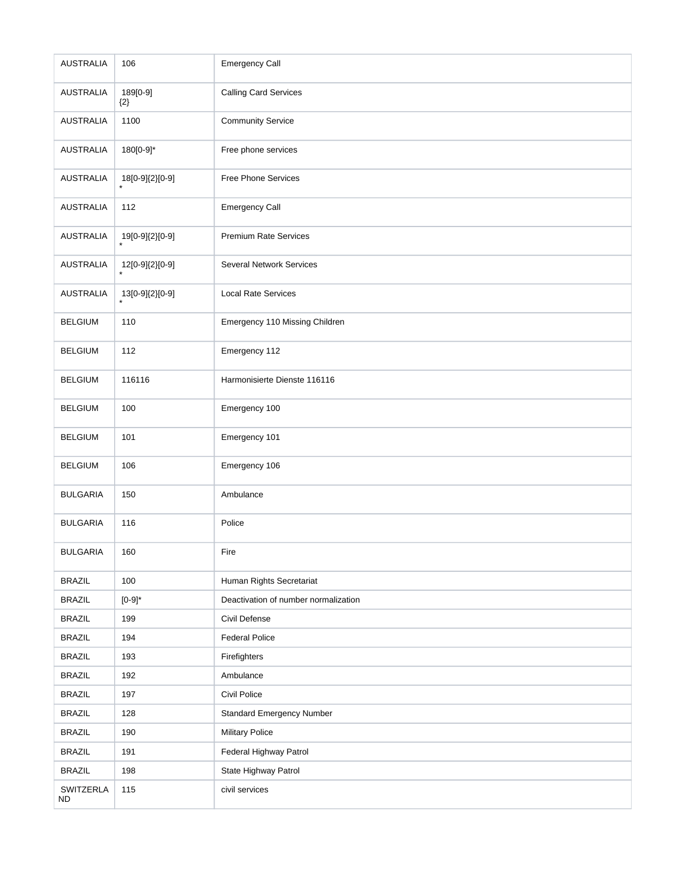| AUSTRALIA | 106 | Emergency Call |
|---|---|---|
| AUSTRALIA | 189[0-9]{2} | Calling Card Services |
| AUSTRALIA | 1100 | Community Service |
| AUSTRALIA | 180[0-9]* | Free phone services |
| AUSTRALIA | 18[0-9]{2}[0-9]* | Free Phone Services |
| AUSTRALIA | 112 | Emergency Call |
| AUSTRALIA | 19[0-9]{2}[0-9]* | Premium Rate Services |
| AUSTRALIA | 12[0-9]{2}[0-9]* | Several Network Services |
| AUSTRALIA | 13[0-9]{2}[0-9]* | Local Rate Services |
| BELGIUM | 110 | Emergency 110 Missing Children |
| BELGIUM | 112 | Emergency 112 |
| BELGIUM | 116116 | Harmonisierte Dienste 116116 |
| BELGIUM | 100 | Emergency 100 |
| BELGIUM | 101 | Emergency 101 |
| BELGIUM | 106 | Emergency 106 |
| BULGARIA | 150 | Ambulance |
| BULGARIA | 116 | Police |
| BULGARIA | 160 | Fire |
| BRAZIL | 100 | Human Rights Secretariat |
| BRAZIL | [0-9]* | Deactivation of number normalization |
| BRAZIL | 199 | Civil Defense |
| BRAZIL | 194 | Federal Police |
| BRAZIL | 193 | Firefighters |
| BRAZIL | 192 | Ambulance |
| BRAZIL | 197 | Civil Police |
| BRAZIL | 128 | Standard Emergency Number |
| BRAZIL | 190 | Military Police |
| BRAZIL | 191 | Federal Highway Patrol |
| BRAZIL | 198 | State Highway Patrol |
| SWITZERLAND | 115 | civil services |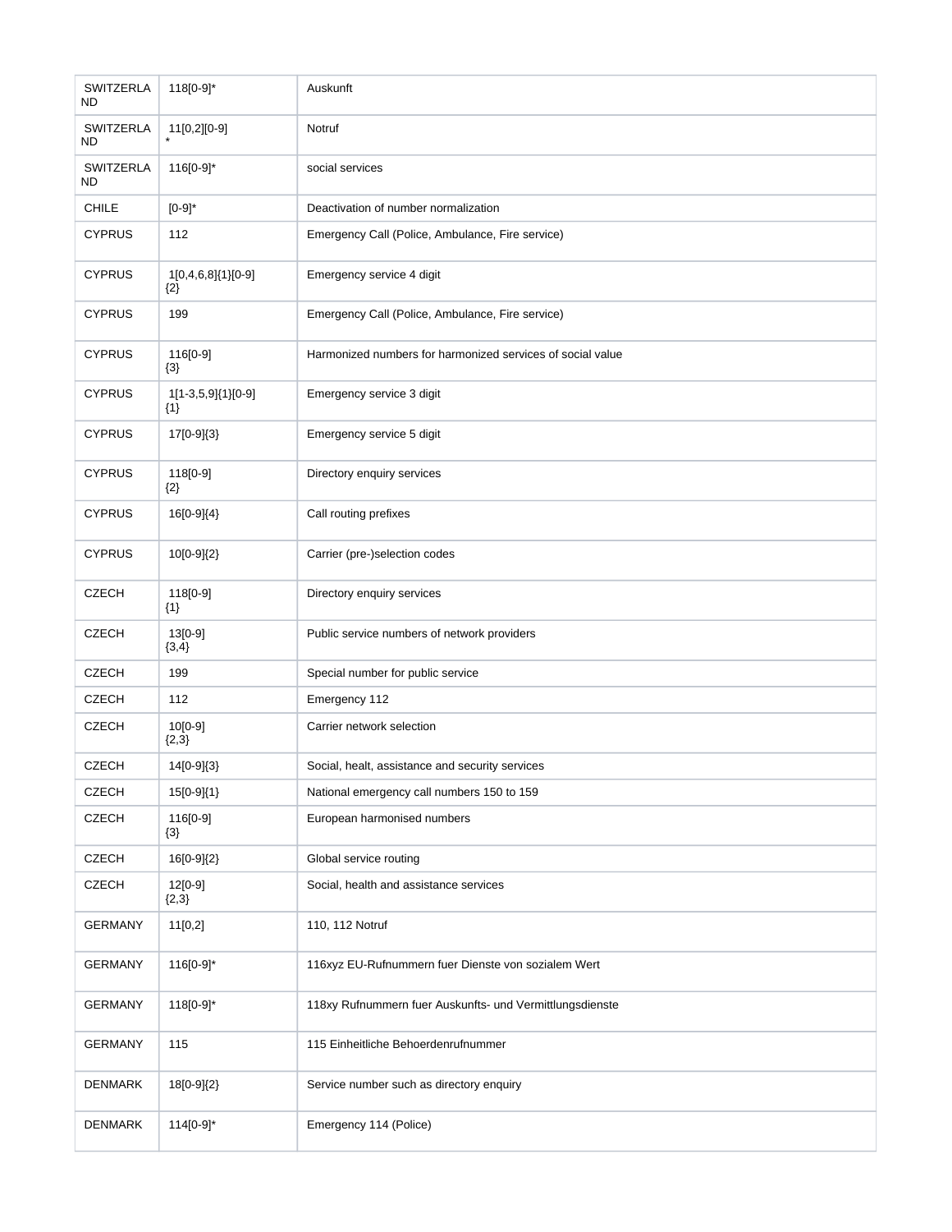| SWITZERLAND | 118[0-9]* | Auskunft |
|---|---|---|
| SWITZERLAND | 11[0,2][0-9]* | Notruf |
| SWITZERLAND | 116[0-9]* | social services |
| CHILE | [0-9]* | Deactivation of number normalization |
| CYPRUS | 112 | Emergency Call (Police, Ambulance, Fire service) |
| CYPRUS | 1[0,4,6,8]{1}[0-9]{2} | Emergency service 4 digit |
| CYPRUS | 199 | Emergency Call (Police, Ambulance, Fire service) |
| CYPRUS | 116[0-9]{3} | Harmonized numbers for harmonized services of social value |
| CYPRUS | 1[1-3,5,9]{1}[0-9]{1} | Emergency service 3 digit |
| CYPRUS | 17[0-9]{3} | Emergency service 5 digit |
| CYPRUS | 118[0-9]{2} | Directory enquiry services |
| CYPRUS | 16[0-9]{4} | Call routing prefixes |
| CYPRUS | 10[0-9]{2} | Carrier (pre-)selection codes |
| CZECH | 118[0-9]{1} | Directory enquiry services |
| CZECH | 13[0-9]{3,4} | Public service numbers of network providers |
| CZECH | 199 | Special number for public service |
| CZECH | 112 | Emergency 112 |
| CZECH | 10[0-9]{2,3} | Carrier network selection |
| CZECH | 14[0-9]{3} | Social, healt, assistance and security services |
| CZECH | 15[0-9]{1} | National emergency call numbers 150 to 159 |
| CZECH | 116[0-9]{3} | European harmonised numbers |
| CZECH | 16[0-9]{2} | Global service routing |
| CZECH | 12[0-9]{2,3} | Social, health and assistance services |
| GERMANY | 11[0,2] | 110, 112 Notruf |
| GERMANY | 116[0-9]* | 116xyz EU-Rufnummern fuer Dienste von sozialem Wert |
| GERMANY | 118[0-9]* | 118xy Rufnummern fuer Auskunfts- und Vermittlungsdienste |
| GERMANY | 115 | 115 Einheitliche Behoerdenrufnummer |
| DENMARK | 18[0-9]{2} | Service number such as directory enquiry |
| DENMARK | 114[0-9]* | Emergency 114 (Police) |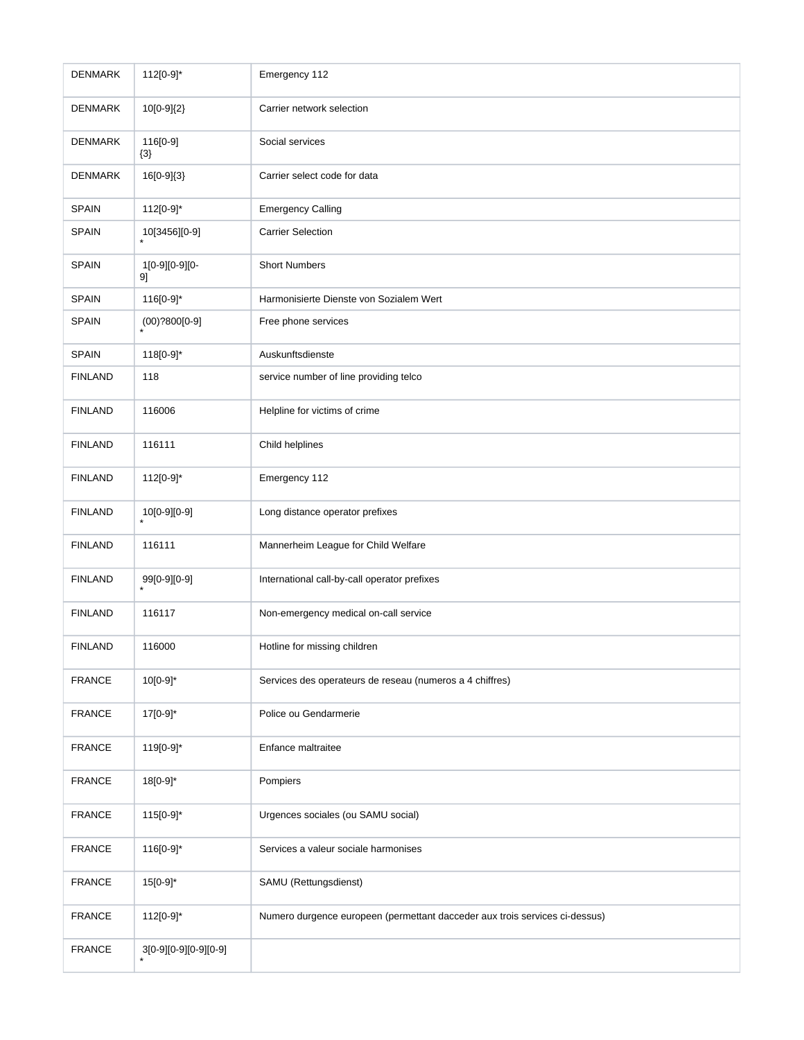| DENMARK | 112[0-9]* | Emergency 112 |
|---|---|---|
| DENMARK | 10[0-9]{2} | Carrier network selection |
| DENMARK | 116[0-9]{3} | Social services |
| DENMARK | 16[0-9]{3} | Carrier select code for data |
| SPAIN | 112[0-9]* | Emergency Calling |
| SPAIN | 10[3456][0-9]* | Carrier Selection |
| SPAIN | 1[0-9][0-9][0-9] | Short Numbers |
| SPAIN | 116[0-9]* | Harmonisierte Dienste von Sozialem Wert |
| SPAIN | (00)?800[0-9]* | Free phone services |
| SPAIN | 118[0-9]* | Auskunftsdienste |
| FINLAND | 118 | service number of line providing telco |
| FINLAND | 116006 | Helpline for victims of crime |
| FINLAND | 116111 | Child helplines |
| FINLAND | 112[0-9]* | Emergency 112 |
| FINLAND | 10[0-9][0-9]* | Long distance operator prefixes |
| FINLAND | 116111 | Mannerheim League for Child Welfare |
| FINLAND | 99[0-9][0-9]* | International call-by-call operator prefixes |
| FINLAND | 116117 | Non-emergency medical on-call service |
| FINLAND | 116000 | Hotline for missing children |
| FRANCE | 10[0-9]* | Services des operateurs de reseau (numeros a 4 chiffres) |
| FRANCE | 17[0-9]* | Police ou Gendarmerie |
| FRANCE | 119[0-9]* | Enfance maltraitee |
| FRANCE | 18[0-9]* | Pompiers |
| FRANCE | 115[0-9]* | Urgences sociales (ou SAMU social) |
| FRANCE | 116[0-9]* | Services a valeur sociale harmonises |
| FRANCE | 15[0-9]* | SAMU (Rettungsdienst) |
| FRANCE | 112[0-9]* | Numero durgence europeen (permettant dacceder aux trois services ci-dessus) |
| FRANCE | 3[0-9][0-9][0-9][0-9]* | |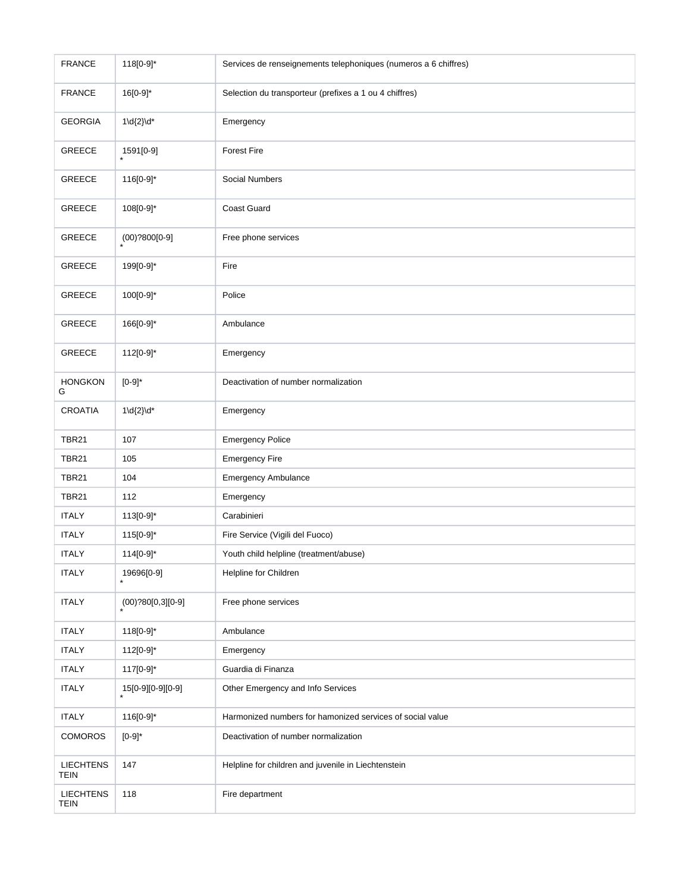| FRANCE | 118[0-9]* | Services de renseignements telephoniques (numeros a 6 chiffres) |
|---|---|---|
| FRANCE | 16[0-9]* | Selection du transporteur (prefixes a 1 ou 4 chiffres) |
| GEORGIA | 1\d{2}\d* | Emergency |
| GREECE | 1591[0-9]* | Forest Fire |
| GREECE | 116[0-9]* | Social Numbers |
| GREECE | 108[0-9]* | Coast Guard |
| GREECE | (00)?800[0-9]* | Free phone services |
| GREECE | 199[0-9]* | Fire |
| GREECE | 100[0-9]* | Police |
| GREECE | 166[0-9]* | Ambulance |
| GREECE | 112[0-9]* | Emergency |
| HONGKONG | [0-9]* | Deactivation of number normalization |
| CROATIA | 1\d{2}\d* | Emergency |
| TBR21 | 107 | Emergency Police |
| TBR21 | 105 | Emergency Fire |
| TBR21 | 104 | Emergency Ambulance |
| TBR21 | 112 | Emergency |
| ITALY | 113[0-9]* | Carabinieri |
| ITALY | 115[0-9]* | Fire Service (Vigili del Fuoco) |
| ITALY | 114[0-9]* | Youth child helpline (treatment/abuse) |
| ITALY | 19696[0-9]* | Helpline for Children |
| ITALY | (00)?80[0,3][0-9]* | Free phone services |
| ITALY | 118[0-9]* | Ambulance |
| ITALY | 112[0-9]* | Emergency |
| ITALY | 117[0-9]* | Guardia di Finanza |
| ITALY | 15[0-9][0-9][0-9]* | Other Emergency and Info Services |
| ITALY | 116[0-9]* | Harmonized numbers for hamonized services of social value |
| COMOROS | [0-9]* | Deactivation of number normalization |
| LIECHTENSTEIN | 147 | Helpline for children and juvenile in Liechtenstein |
| LIECHTENSTEIN | 118 | Fire department |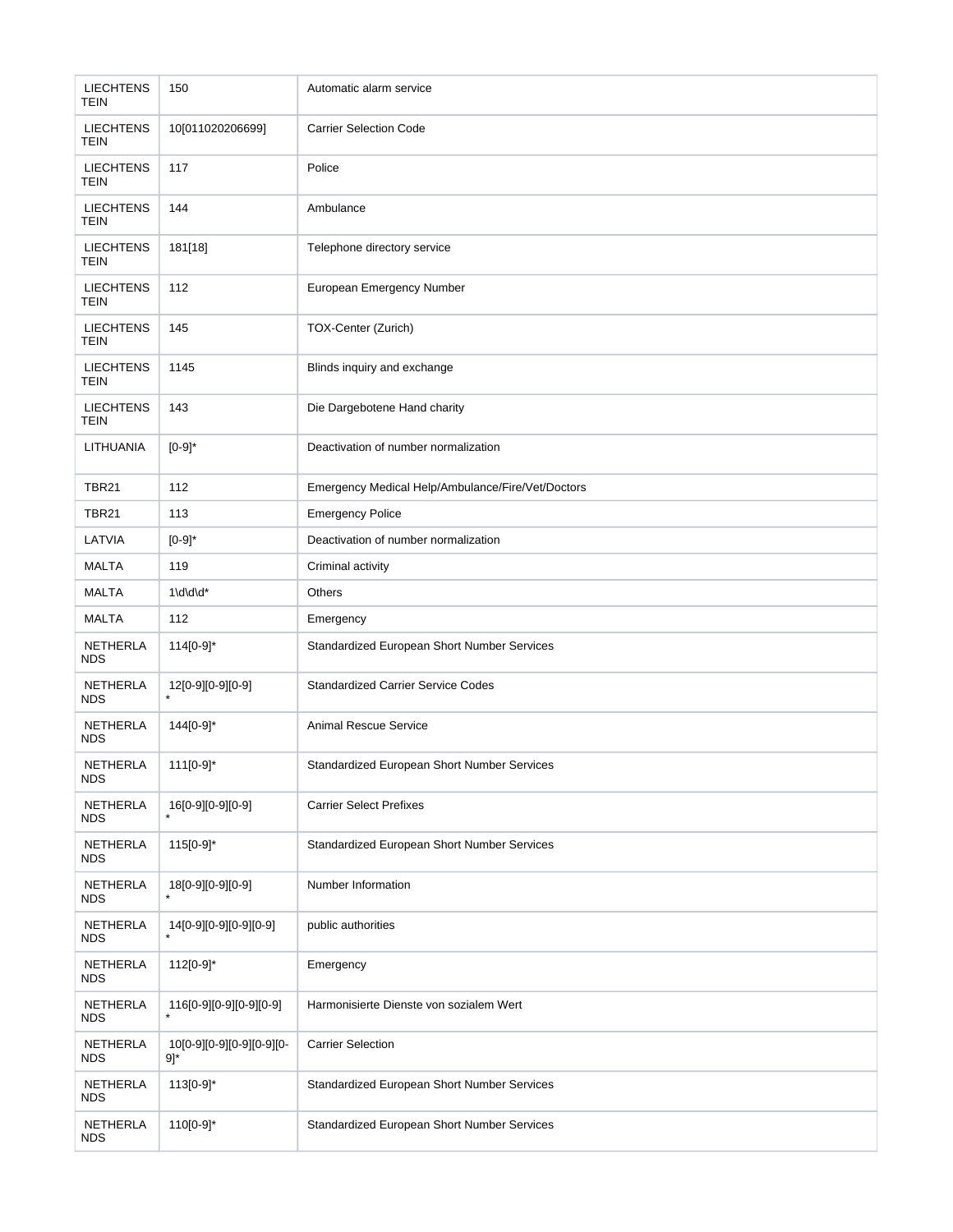| LIECHTENSTEIN | 150 | Automatic alarm service |
|---|---|---|
| LIECHTENSTEIN | 10[011020206699] | Carrier Selection Code |
| LIECHTENSTEIN | 117 | Police |
| LIECHTENSTEIN | 144 | Ambulance |
| LIECHTENSTEIN | 181[18] | Telephone directory service |
| LIECHTENSTEIN | 112 | European Emergency Number |
| LIECHTENSTEIN | 145 | TOX-Center (Zurich) |
| LIECHTENSTEIN | 1145 | Blinds inquiry and exchange |
| LIECHTENSTEIN | 143 | Die Dargebotene Hand charity |
| LITHUANIA | [0-9]* | Deactivation of number normalization |
| TBR21 | 112 | Emergency Medical Help/Ambulance/Fire/Vet/Doctors |
| TBR21 | 113 | Emergency Police |
| LATVIA | [0-9]* | Deactivation of number normalization |
| MALTA | 119 | Criminal activity |
| MALTA | 1\d\d\d* | Others |
| MALTA | 112 | Emergency |
| NETHERLANDS | 114[0-9]* | Standardized European Short Number Services |
| NETHERLANDS | 12[0-9][0-9][0-9]* | Standardized Carrier Service Codes |
| NETHERLANDS | 144[0-9]* | Animal Rescue Service |
| NETHERLANDS | 111[0-9]* | Standardized European Short Number Services |
| NETHERLANDS | 16[0-9][0-9][0-9]* | Carrier Select Prefixes |
| NETHERLANDS | 115[0-9]* | Standardized European Short Number Services |
| NETHERLANDS | 18[0-9][0-9][0-9]* | Number Information |
| NETHERLANDS | 14[0-9][0-9][0-9][0-9]* | public authorities |
| NETHERLANDS | 112[0-9]* | Emergency |
| NETHERLANDS | 116[0-9][0-9][0-9][0-9]* | Harmonisierte Dienste von sozialem Wert |
| NETHERLANDS | 10[0-9][0-9][0-9][0-9][0-9]* | Carrier Selection |
| NETHERLANDS | 113[0-9]* | Standardized European Short Number Services |
| NETHERLANDS | 110[0-9]* | Standardized European Short Number Services |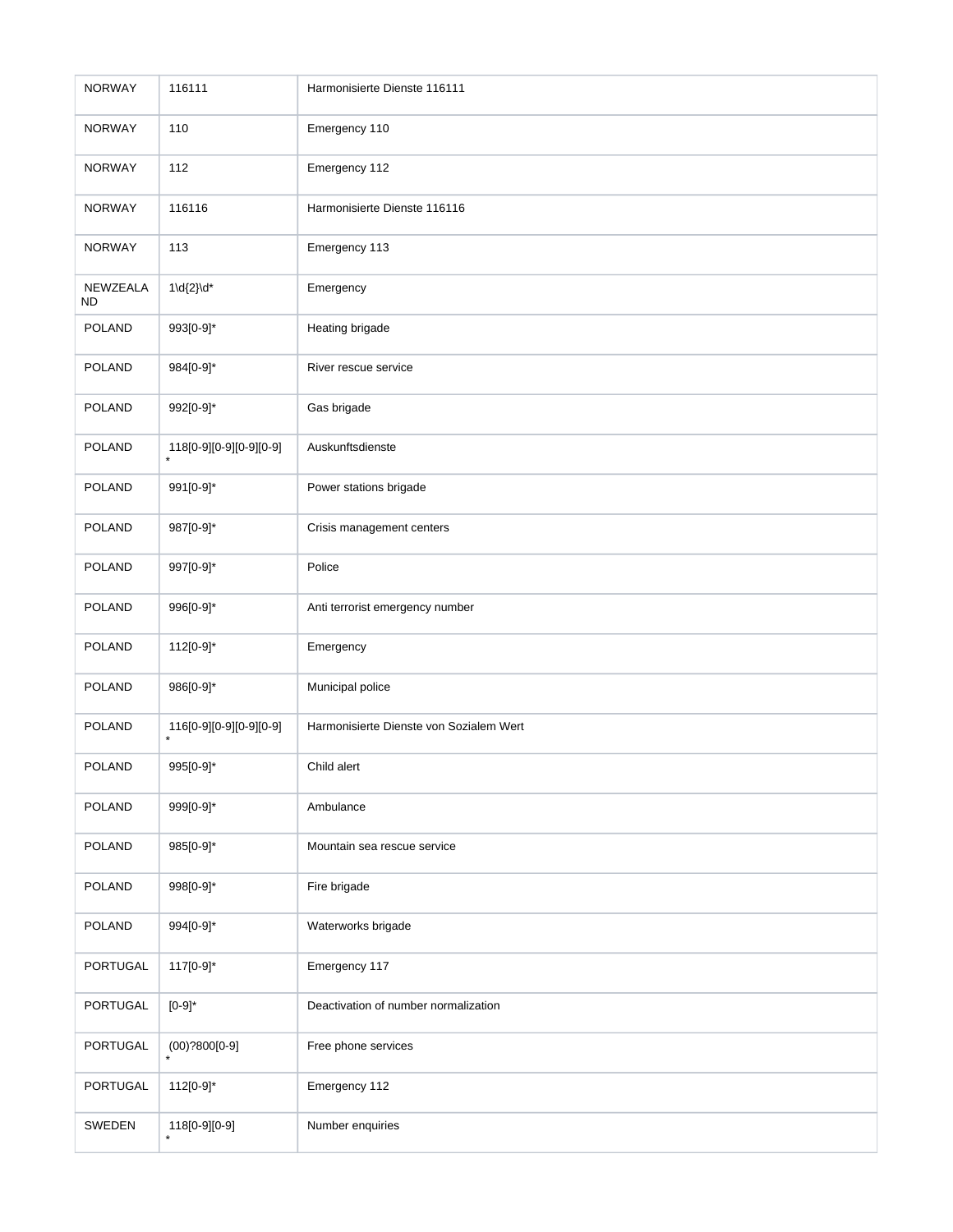| NORWAY | 116111 | Harmonisierte Dienste 116111 |
|---|---|---|
| NORWAY | 110 | Emergency 110 |
| NORWAY | 112 | Emergency 112 |
| NORWAY | 116116 | Harmonisierte Dienste 116116 |
| NORWAY | 113 | Emergency 113 |
| NEWZEALAND | 1\d{2}\d* | Emergency |
| POLAND | 993[0-9]* | Heating brigade |
| POLAND | 984[0-9]* | River rescue service |
| POLAND | 992[0-9]* | Gas brigade |
| POLAND | 118[0-9][0-9][0-9][0-9]* | Auskunftsdienste |
| POLAND | 991[0-9]* | Power stations brigade |
| POLAND | 987[0-9]* | Crisis management centers |
| POLAND | 997[0-9]* | Police |
| POLAND | 996[0-9]* | Anti terrorist emergency number |
| POLAND | 112[0-9]* | Emergency |
| POLAND | 986[0-9]* | Municipal police |
| POLAND | 116[0-9][0-9][0-9][0-9]* | Harmonisierte Dienste von Sozialem Wert |
| POLAND | 995[0-9]* | Child alert |
| POLAND | 999[0-9]* | Ambulance |
| POLAND | 985[0-9]* | Mountain sea rescue service |
| POLAND | 998[0-9]* | Fire brigade |
| POLAND | 994[0-9]* | Waterworks brigade |
| PORTUGAL | 117[0-9]* | Emergency 117 |
| PORTUGAL | [0-9]* | Deactivation of number normalization |
| PORTUGAL | (00)?800[0-9]* | Free phone services |
| PORTUGAL | 112[0-9]* | Emergency 112 |
| SWEDEN | 118[0-9][0-9]* | Number enquiries |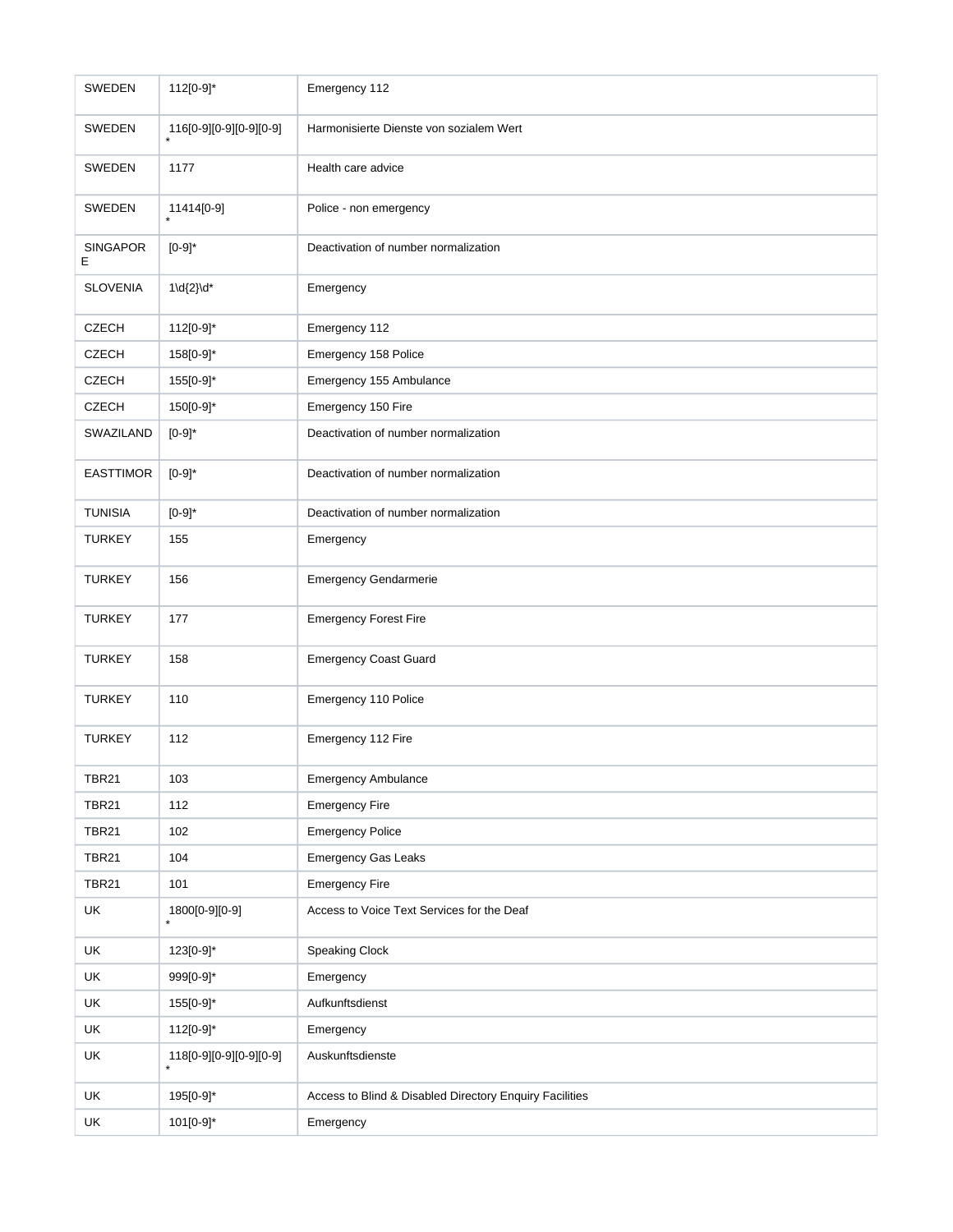| SWEDEN | 112[0-9]* | Emergency 112 |
| --- | --- | --- |
| SWEDEN | 116[0-9][0-9][0-9][0-9]* | Harmonisierte Dienste von sozialem Wert |
| SWEDEN | 1177 | Health care advice |
| SWEDEN | 11414[0-9]* | Police - non emergency |
| SINGAPORE | [0-9]* | Deactivation of number normalization |
| SLOVENIA | 1\d{2}\d* | Emergency |
| CZECH | 112[0-9]* | Emergency 112 |
| CZECH | 158[0-9]* | Emergency 158 Police |
| CZECH | 155[0-9]* | Emergency 155 Ambulance |
| CZECH | 150[0-9]* | Emergency 150 Fire |
| SWAZILAND | [0-9]* | Deactivation of number normalization |
| EASTTIMOR | [0-9]* | Deactivation of number normalization |
| TUNISIA | [0-9]* | Deactivation of number normalization |
| TURKEY | 155 | Emergency |
| TURKEY | 156 | Emergency Gendarmerie |
| TURKEY | 177 | Emergency Forest Fire |
| TURKEY | 158 | Emergency Coast Guard |
| TURKEY | 110 | Emergency 110 Police |
| TURKEY | 112 | Emergency 112 Fire |
| TBR21 | 103 | Emergency Ambulance |
| TBR21 | 112 | Emergency Fire |
| TBR21 | 102 | Emergency Police |
| TBR21 | 104 | Emergency Gas Leaks |
| TBR21 | 101 | Emergency Fire |
| UK | 1800[0-9][0-9]* | Access to Voice Text Services for the Deaf |
| UK | 123[0-9]* | Speaking Clock |
| UK | 999[0-9]* | Emergency |
| UK | 155[0-9]* | Aufkunftsdienst |
| UK | 112[0-9]* | Emergency |
| UK | 118[0-9][0-9][0-9][0-9]* | Auskunftsdienste |
| UK | 195[0-9]* | Access to Blind & Disabled Directory Enquiry Facilities |
| UK | 101[0-9]* | Emergency |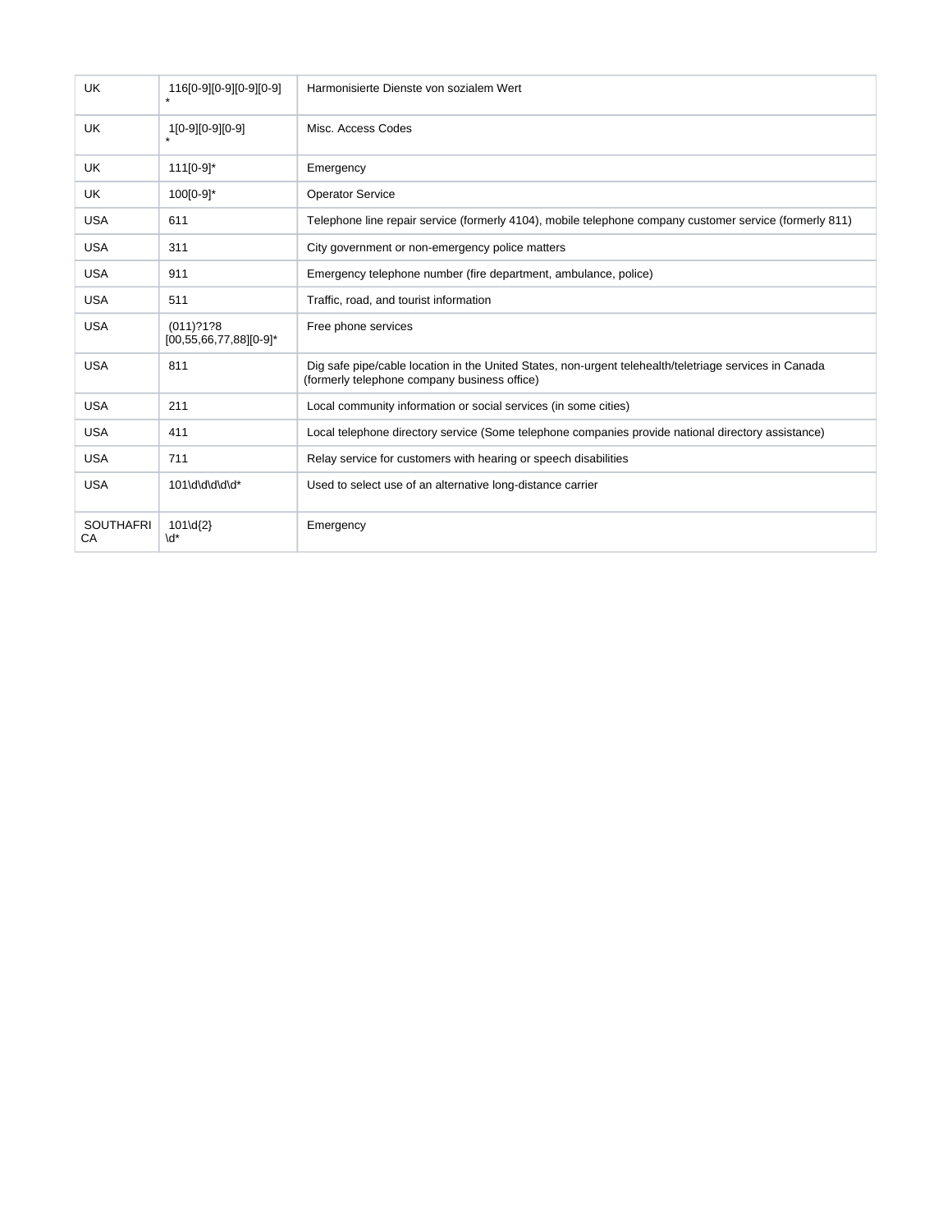| | | |
|---|---|---|
| UK | 116[0-9][0-9][0-9][0-9]* | Harmonisierte Dienste von sozialem Wert |
| UK | 1[0-9][0-9][0-9]* | Misc. Access Codes |
| UK | 111[0-9]* | Emergency |
| UK | 100[0-9]* | Operator Service |
| USA | 611 | Telephone line repair service (formerly 4104), mobile telephone company customer service (formerly 811) |
| USA | 311 | City government or non-emergency police matters |
| USA | 911 | Emergency telephone number (fire department, ambulance, police) |
| USA | 511 | Traffic, road, and tourist information |
| USA | (011)?1?8[00,55,66,77,88][0-9]* | Free phone services |
| USA | 811 | Dig safe pipe/cable location in the United States, non-urgent telehealth/teletriage services in Canada (formerly telephone company business office) |
| USA | 211 | Local community information or social services (in some cities) |
| USA | 411 | Local telephone directory service (Some telephone companies provide national directory assistance) |
| USA | 711 | Relay service for customers with hearing or speech disabilities |
| USA | 101\d\d\d\d* | Used to select use of an alternative long-distance carrier |
| SOUTHAFRICA | 101\d{2}\d* | Emergency |